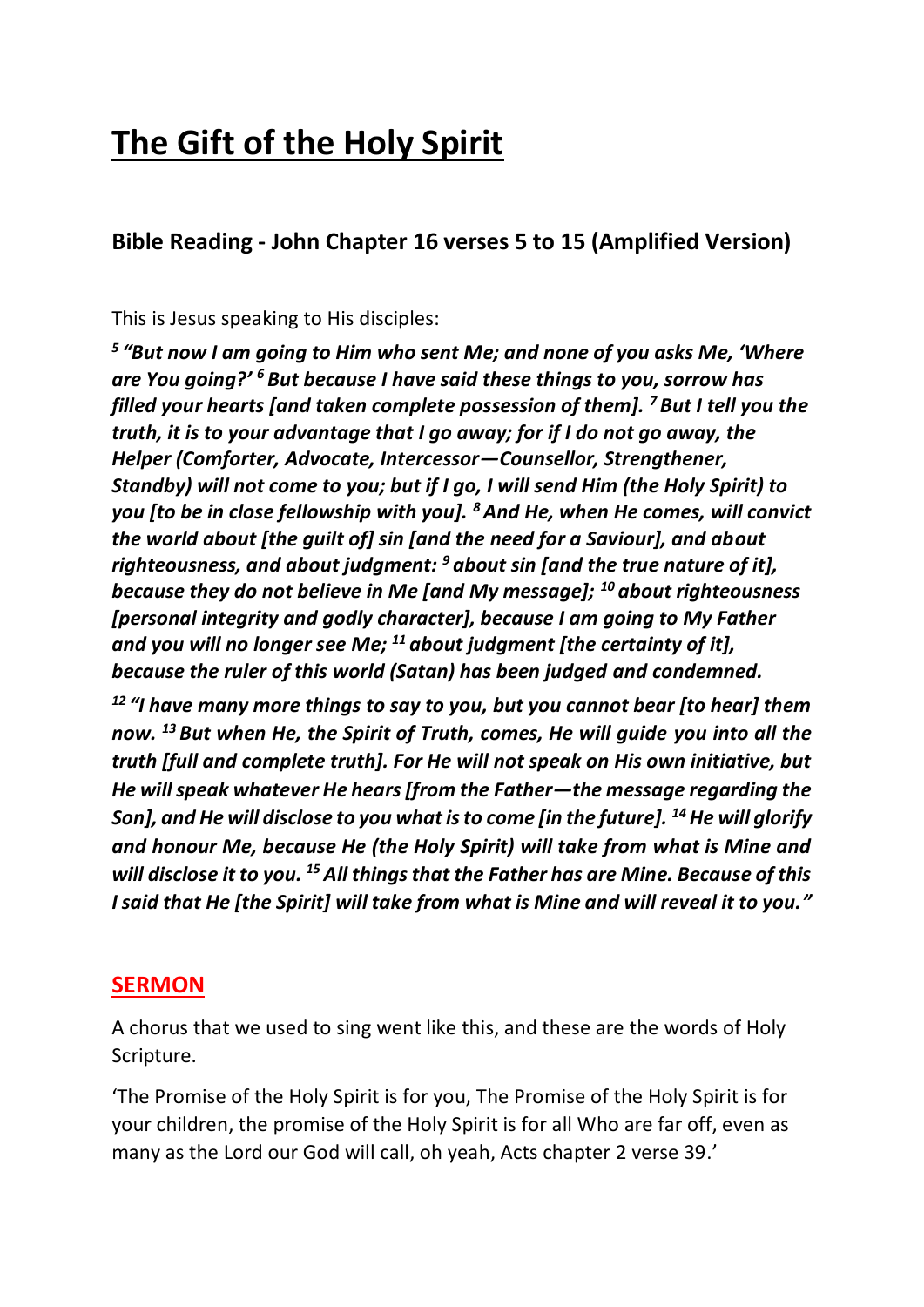# The Gift of the Holy Spirit

## Bible Reading - John Chapter 16 verses 5 to 15 (Amplified Version)

This is Jesus speaking to His disciples:

***[5] "But now I am going to Him who sent Me; and none of you asks Me, 'Where are You going?' [6] But because I have said these things to you, sorrow has filled your hearts [and taken complete possession of them]. [7] But I tell you the truth, it is to your advantage that I go away; for if I do not go away, the Helper (Comforter, Advocate, Intercessor—Counsellor, Strengthener, Standby) will not come to you; but if I go, I will send Him (the Holy Spirit) to you [to be in close fellowship with you]. [8] And He, when He comes, will convict the world about [the guilt of] sin [and the need for a Saviour], and about righteousness, and about judgment: [9] about sin [and the true nature of it], because they do not believe in Me [and My message]; [10] about righteousness [personal integrity and godly character], because I am going to My Father and you will no longer see Me; [11] about judgment [the certainty of it], because the ruler of this world (Satan) has been judged and condemned.***

***[12] "I have many more things to say to you, but you cannot bear [to hear] them now. [13] But when He, the Spirit of Truth, comes, He will guide you into all the truth [full and complete truth]. For He will not speak on His own initiative, but He will speak whatever He hears [from the Father—the message regarding the Son], and He will disclose to you what is to come [in the future]. [14] He will glorify and honour Me, because He (the Holy Spirit) will take from what is Mine and will disclose it to you. [15] All things that the Father has are Mine. Because of this I said that He [the Spirit] will take from what is Mine and will reveal it to you."***

## SERMON

A chorus that we used to sing went like this, and these are the words of Holy Scripture.

'The Promise of the Holy Spirit is for you, The Promise of the Holy Spirit is for your children, the promise of the Holy Spirit is for all Who are far off, even as many as the Lord our God will call, oh yeah, Acts chapter 2 verse 39.'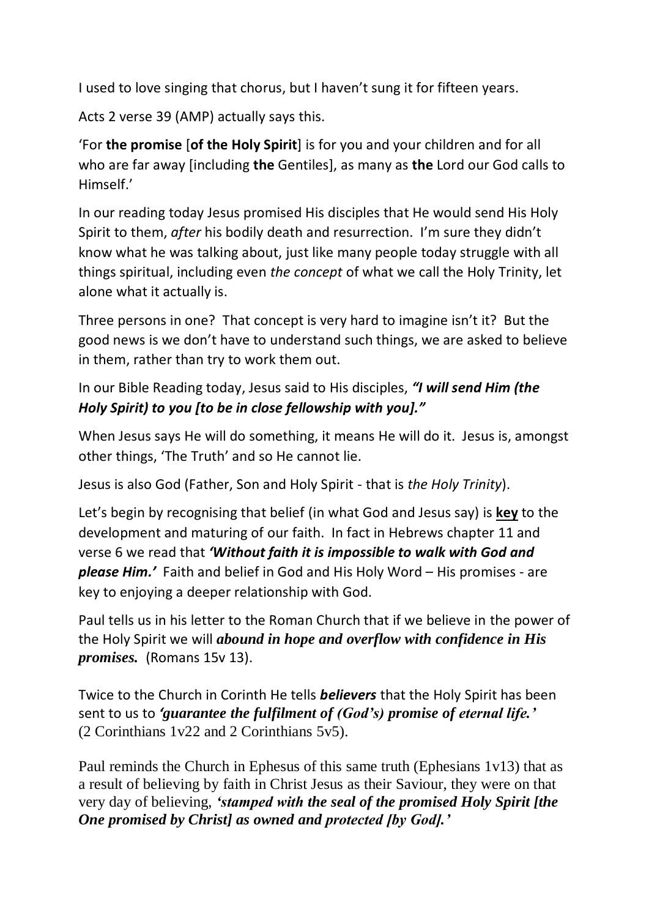I used to love singing that chorus, but I haven't sung it for fifteen years.

Acts 2 verse 39 (AMP) actually says this.

'For **the promise** [**of the Holy Spirit**] is for you and your children and for all who are far away [including **the** Gentiles], as many as **the** Lord our God calls to Himself.'

In our reading today Jesus promised His disciples that He would send His Holy Spirit to them, *after* his bodily death and resurrection. I'm sure they didn't know what he was talking about, just like many people today struggle with all things spiritual, including even *the concept* of what we call the Holy Trinity, let alone what it actually is.

Three persons in one? That concept is very hard to imagine isn't it? But the good news is we don't have to understand such things, we are asked to believe in them, rather than try to work them out.

In our Bible Reading today, Jesus said to His disciples, ***"I will send Him (the Holy Spirit) to you [to be in close fellowship with you]."***

When Jesus says He will do something, it means He will do it. Jesus is, amongst other things, 'The Truth' and so He cannot lie.

Jesus is also God (Father, Son and Holy Spirit - that is *the Holy Trinity*).

Let's begin by recognising that belief (in what God and Jesus say) is **<u>key</u>** to the development and maturing of our faith. In fact in Hebrews chapter 11 and verse 6 we read that ***'Without faith it is impossible to walk with God and please Him.'*** Faith and belief in God and His Holy Word – His promises - are key to enjoying a deeper relationship with God.

Paul tells us in his letter to the Roman Church that if we believe in the power of the Holy Spirit we will ***abound in hope and overflow with confidence in His promises.*** (Romans 15v 13).

Twice to the Church in Corinth He tells ***believers*** that the Holy Spirit has been sent to us to ***'guarantee the fulfilment of (God's) promise of eternal life.'*** (2 Corinthians 1v22 and 2 Corinthians 5v5).

Paul reminds the Church in Ephesus of this same truth (Ephesians 1v13) that as a result of believing by faith in Christ Jesus as their Saviour, they were on that very day of believing, ***'stamped with the seal of the promised Holy Spirit [the One promised by Christ] as owned and protected [by God].'***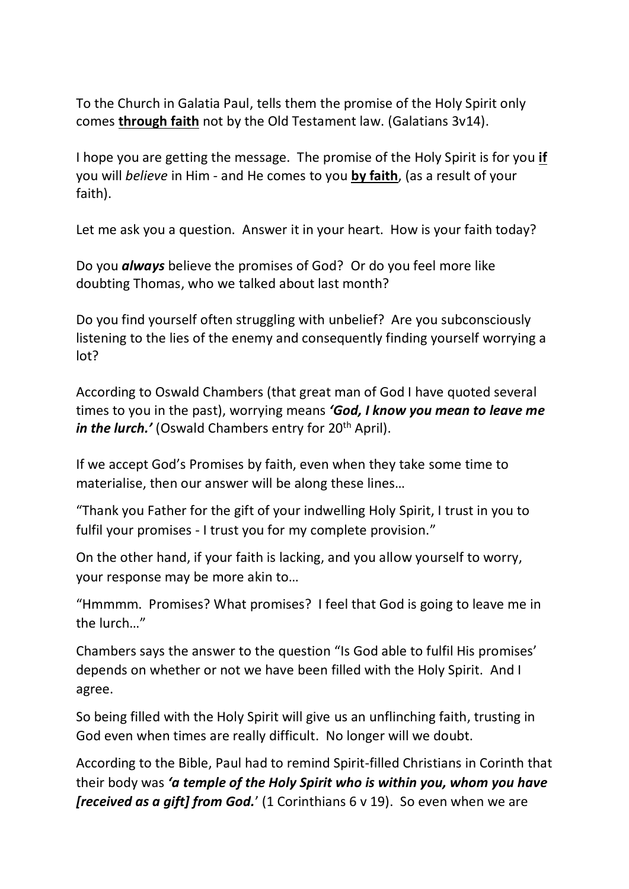To the Church in Galatia Paul, tells them the promise of the Holy Spirit only comes **through faith** not by the Old Testament law. (Galatians 3v14).

I hope you are getting the message. The promise of the Holy Spirit is for you **if** you will *believe* in Him - and He comes to you **by faith**, (as a result of your faith).

Let me ask you a question. Answer it in your heart. How is your faith today?

Do you ***always*** believe the promises of God? Or do you feel more like doubting Thomas, who we talked about last month?

Do you find yourself often struggling with unbelief? Are you subconsciously listening to the lies of the enemy and consequently finding yourself worrying a lot?

According to Oswald Chambers (that great man of God I have quoted several times to you in the past), worrying means ***'God, I know you mean to leave me in the lurch.'*** (Oswald Chambers entry for 20th April).

If we accept God's Promises by faith, even when they take some time to materialise, then our answer will be along these lines…

"Thank you Father for the gift of your indwelling Holy Spirit, I trust in you to fulfil your promises - I trust you for my complete provision."

On the other hand, if your faith is lacking, and you allow yourself to worry, your response may be more akin to…

"Hmmmm. Promises? What promises? I feel that God is going to leave me in the lurch…"

Chambers says the answer to the question "Is God able to fulfil His promises' depends on whether or not we have been filled with the Holy Spirit. And I agree.

So being filled with the Holy Spirit will give us an unflinching faith, trusting in God even when times are really difficult. No longer will we doubt.

According to the Bible, Paul had to remind Spirit-filled Christians in Corinth that their body was ***'a temple of the Holy Spirit who is within you, whom you have [received as a gift] from God.'*** (1 Corinthians 6 v 19). So even when we are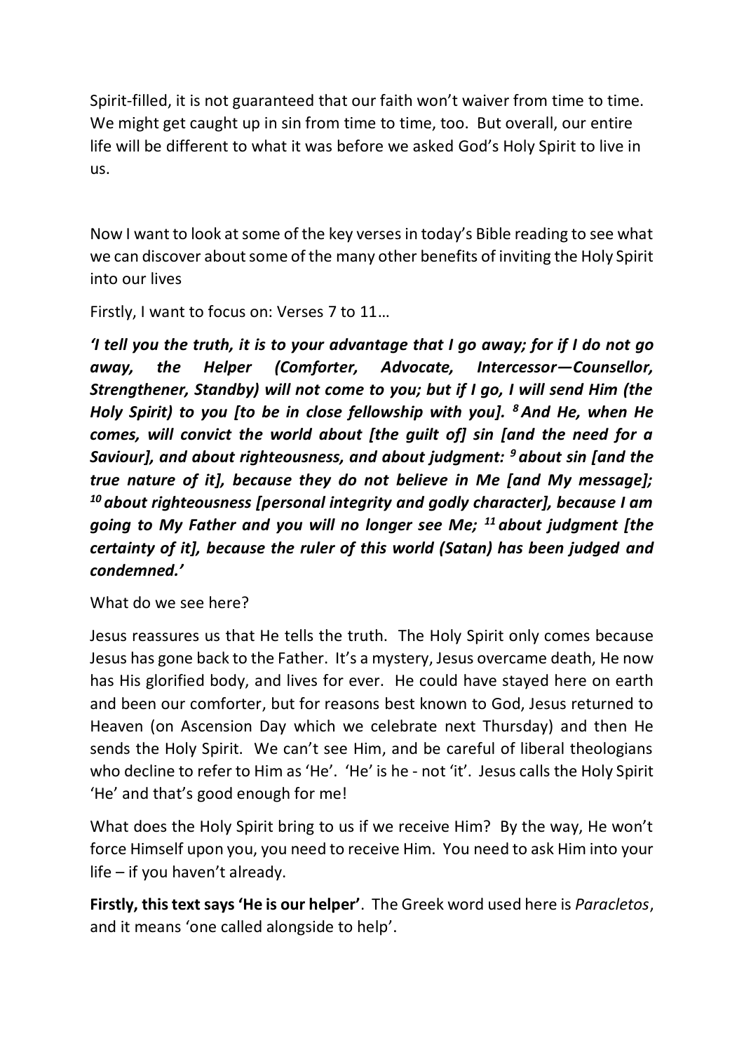Spirit-filled, it is not guaranteed that our faith won't waiver from time to time. We might get caught up in sin from time to time, too. But overall, our entire life will be different to what it was before we asked God's Holy Spirit to live in us.

Now I want to look at some of the key verses in today's Bible reading to see what we can discover about some of the many other benefits of inviting the Holy Spirit into our lives

Firstly, I want to focus on: Verses 7 to 11…

***'I tell you the truth, it is to your advantage that I go away; for if I do not go away, the Helper (Comforter, Advocate, Intercessor—Counsellor, Strengthener, Standby) will not come to you; but if I go, I will send Him (the Holy Spirit) to you [to be in close fellowship with you]. [8] And He, when He comes, will convict the world about [the guilt of] sin [and the need for a Saviour], and about righteousness, and about judgment: [9] about sin [and the true nature of it], because they do not believe in Me [and My message]; [10] about righteousness [personal integrity and godly character], because I am going to My Father and you will no longer see Me; [11] about judgment [the certainty of it], because the ruler of this world (Satan) has been judged and condemned.'***

What do we see here?

Jesus reassures us that He tells the truth. The Holy Spirit only comes because Jesus has gone back to the Father. It's a mystery, Jesus overcame death, He now has His glorified body, and lives for ever. He could have stayed here on earth and been our comforter, but for reasons best known to God, Jesus returned to Heaven (on Ascension Day which we celebrate next Thursday) and then He sends the Holy Spirit. We can't see Him, and be careful of liberal theologians who decline to refer to Him as 'He'. 'He' is he - not 'it'. Jesus calls the Holy Spirit 'He' and that's good enough for me!

What does the Holy Spirit bring to us if we receive Him? By the way, He won't force Himself upon you, you need to receive Him. You need to ask Him into your life – if you haven't already.

**Firstly, this text says 'He is our helper'**. The Greek word used here is *Paracletos*, and it means 'one called alongside to help'.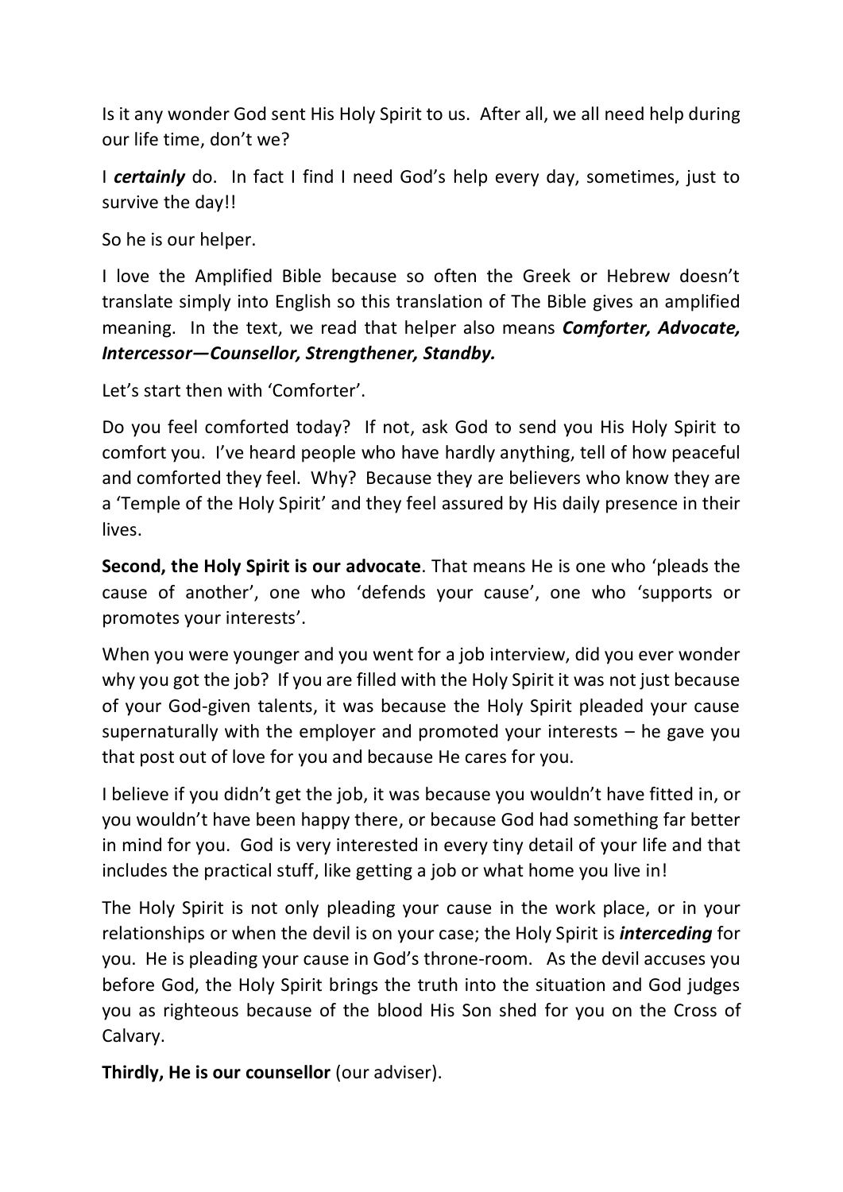Is it any wonder God sent His Holy Spirit to us. After all, we all need help during our life time, don't we?

I ***certainly*** do. In fact I find I need God's help every day, sometimes, just to survive the day!!

So he is our helper.

I love the Amplified Bible because so often the Greek or Hebrew doesn't translate simply into English so this translation of The Bible gives an amplified meaning. In the text, we read that helper also means ***Comforter, Advocate, Intercessor—Counsellor, Strengthener, Standby.***

Let's start then with 'Comforter'.

Do you feel comforted today? If not, ask God to send you His Holy Spirit to comfort you. I've heard people who have hardly anything, tell of how peaceful and comforted they feel. Why? Because they are believers who know they are a 'Temple of the Holy Spirit' and they feel assured by His daily presence in their lives.

**Second, the Holy Spirit is our advocate**. That means He is one who 'pleads the cause of another', one who 'defends your cause', one who 'supports or promotes your interests'.

When you were younger and you went for a job interview, did you ever wonder why you got the job? If you are filled with the Holy Spirit it was not just because of your God-given talents, it was because the Holy Spirit pleaded your cause supernaturally with the employer and promoted your interests – he gave you that post out of love for you and because He cares for you.

I believe if you didn't get the job, it was because you wouldn't have fitted in, or you wouldn't have been happy there, or because God had something far better in mind for you. God is very interested in every tiny detail of your life and that includes the practical stuff, like getting a job or what home you live in!

The Holy Spirit is not only pleading your cause in the work place, or in your relationships or when the devil is on your case; the Holy Spirit is ***interceding*** for you. He is pleading your cause in God's throne-room. As the devil accuses you before God, the Holy Spirit brings the truth into the situation and God judges you as righteous because of the blood His Son shed for you on the Cross of Calvary.

**Thirdly, He is our counsellor** (our adviser).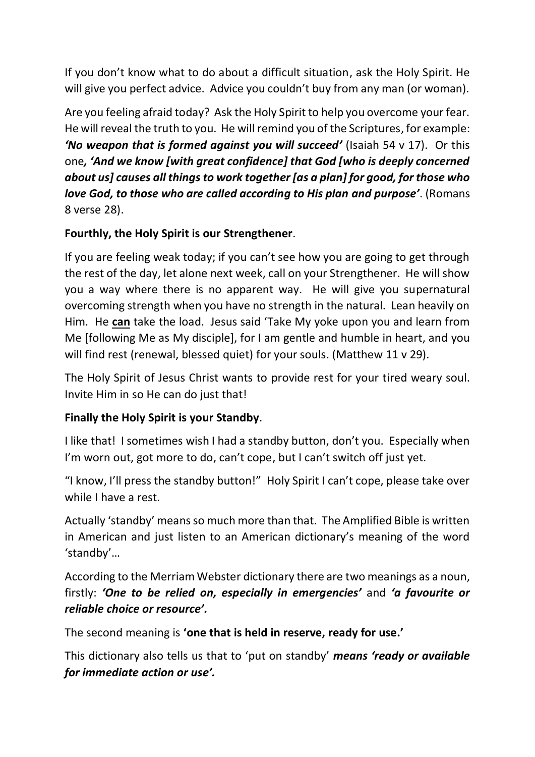If you don't know what to do about a difficult situation, ask the Holy Spirit. He will give you perfect advice. Advice you couldn't buy from any man (or woman).

Are you feeling afraid today? Ask the Holy Spirit to help you overcome your fear. He will reveal the truth to you. He will remind you of the Scriptures, for example: ***'No weapon that is formed against you will succeed'*** (Isaiah 54 v 17). Or this one***, 'And we know [with great confidence] that God [who is deeply concerned about us] causes all things to work together [as a plan] for good, for those who love God, to those who are called according to His plan and purpose'***. (Romans 8 verse 28).

**Fourthly, the Holy Spirit is our Strengthener**.

If you are feeling weak today; if you can't see how you are going to get through the rest of the day, let alone next week, call on your Strengthener. He will show you a way where there is no apparent way. He will give you supernatural overcoming strength when you have no strength in the natural. Lean heavily on Him. He <u>**can**</u> take the load. Jesus said 'Take My yoke upon you and learn from Me [following Me as My disciple], for I am gentle and humble in heart, and you will find rest (renewal, blessed quiet) for your souls. (Matthew 11 v 29).

The Holy Spirit of Jesus Christ wants to provide rest for your tired weary soul. Invite Him in so He can do just that!

**Finally the Holy Spirit is your Standby**.

I like that! I sometimes wish I had a standby button, don't you. Especially when I'm worn out, got more to do, can't cope, but I can't switch off just yet.

"I know, I'll press the standby button!" Holy Spirit I can't cope, please take over while I have a rest.

Actually 'standby' means so much more than that. The Amplified Bible is written in American and just listen to an American dictionary's meaning of the word 'standby'…

According to the Merriam Webster dictionary there are two meanings as a noun, firstly: ***'One to be relied on, especially in emergencies'*** and ***'a favourite or reliable choice or resource'.***

The second meaning is **'one that is held in reserve, ready for use.'**

This dictionary also tells us that to 'put on standby' ***means 'ready or available for immediate action or use'.***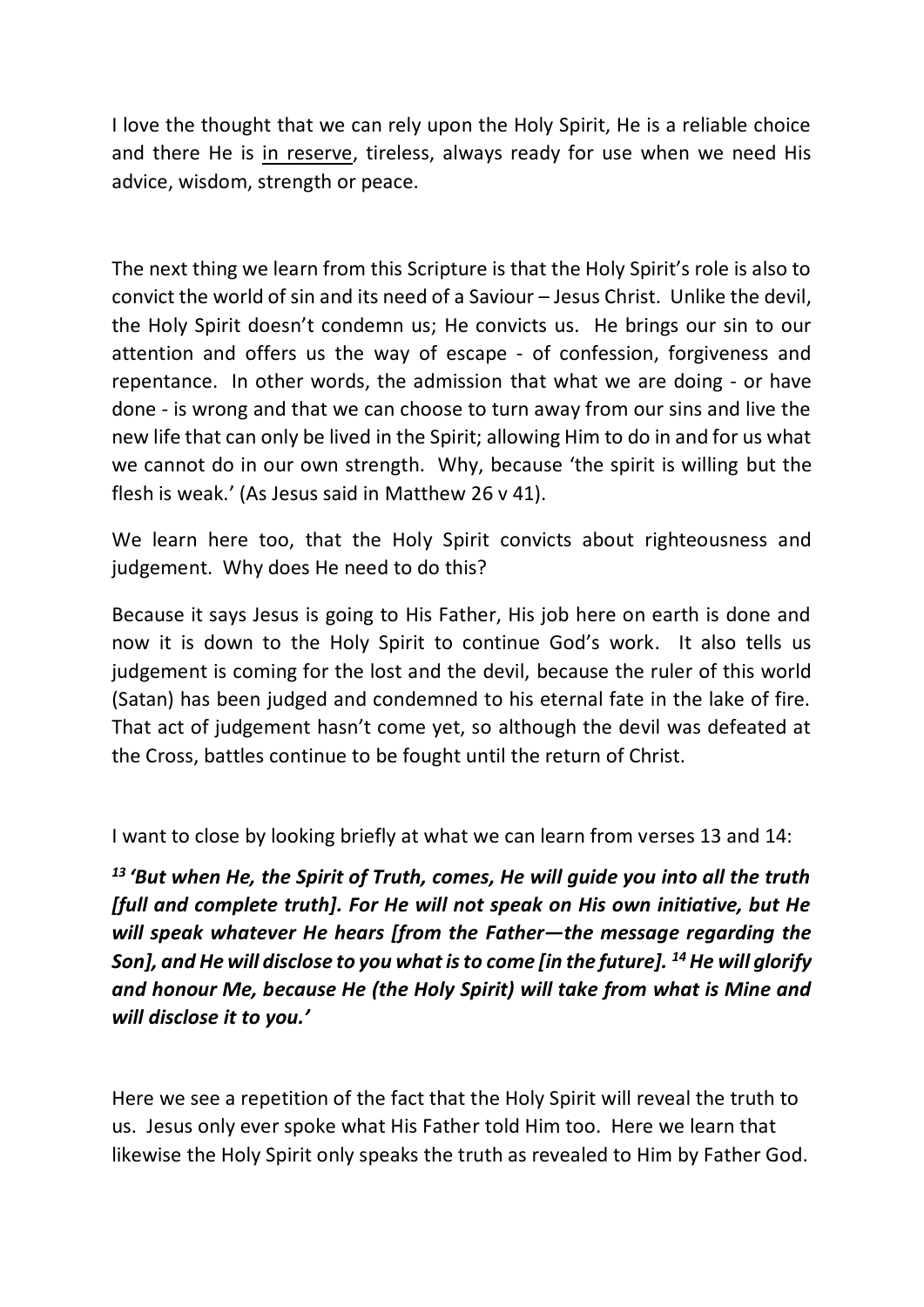I love the thought that we can rely upon the Holy Spirit, He is a reliable choice and there He is <u>in reserve</u>, tireless, always ready for use when we need His advice, wisdom, strength or peace.

The next thing we learn from this Scripture is that the Holy Spirit's role is also to convict the world of sin and its need of a Saviour – Jesus Christ. Unlike the devil, the Holy Spirit doesn't condemn us; He convicts us. He brings our sin to our attention and offers us the way of escape - of confession, forgiveness and repentance. In other words, the admission that what we are doing - or have done - is wrong and that we can choose to turn away from our sins and live the new life that can only be lived in the Spirit; allowing Him to do in and for us what we cannot do in our own strength. Why, because 'the spirit is willing but the flesh is weak.' (As Jesus said in Matthew 26 v 41).

We learn here too, that the Holy Spirit convicts about righteousness and judgement. Why does He need to do this?

Because it says Jesus is going to His Father, His job here on earth is done and now it is down to the Holy Spirit to continue God's work. It also tells us judgement is coming for the lost and the devil, because the ruler of this world (Satan) has been judged and condemned to his eternal fate in the lake of fire. That act of judgement hasn't come yet, so although the devil was defeated at the Cross, battles continue to be fought until the return of Christ.

I want to close by looking briefly at what we can learn from verses 13 and 14:

***[13] 'But when He, the Spirit of Truth, comes, He will guide you into all the truth [full and complete truth]. For He will not speak on His own initiative, but He will speak whatever He hears [from the Father—the message regarding the Son], and He will disclose to you what is to come [in the future]. [14] He will glorify and honour Me, because He (the Holy Spirit) will take from what is Mine and will disclose it to you.'***

Here we see a repetition of the fact that the Holy Spirit will reveal the truth to us. Jesus only ever spoke what His Father told Him too. Here we learn that likewise the Holy Spirit only speaks the truth as revealed to Him by Father God.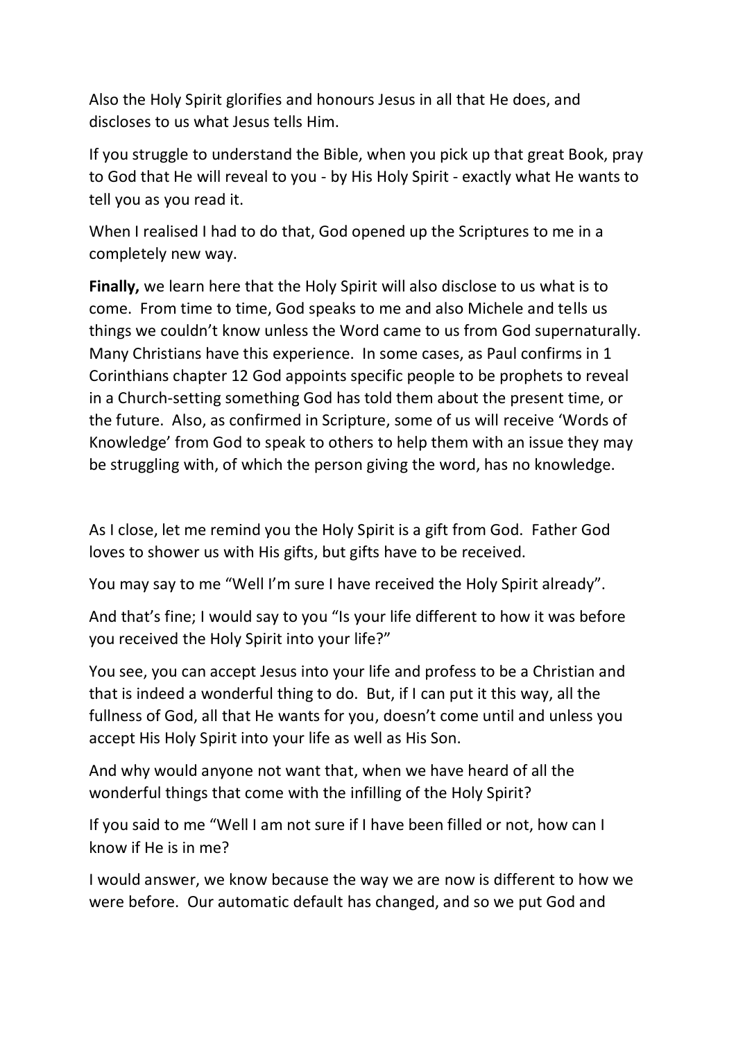Also the Holy Spirit glorifies and honours Jesus in all that He does, and discloses to us what Jesus tells Him.

If you struggle to understand the Bible, when you pick up that great Book, pray to God that He will reveal to you - by His Holy Spirit - exactly what He wants to tell you as you read it.

When I realised I had to do that, God opened up the Scriptures to me in a completely new way.

**Finally,** we learn here that the Holy Spirit will also disclose to us what is to come. From time to time, God speaks to me and also Michele and tells us things we couldn't know unless the Word came to us from God supernaturally. Many Christians have this experience. In some cases, as Paul confirms in 1 Corinthians chapter 12 God appoints specific people to be prophets to reveal in a Church-setting something God has told them about the present time, or the future. Also, as confirmed in Scripture, some of us will receive 'Words of Knowledge' from God to speak to others to help them with an issue they may be struggling with, of which the person giving the word, has no knowledge.

As I close, let me remind you the Holy Spirit is a gift from God. Father God loves to shower us with His gifts, but gifts have to be received.

You may say to me "Well I'm sure I have received the Holy Spirit already".

And that's fine; I would say to you "Is your life different to how it was before you received the Holy Spirit into your life?"

You see, you can accept Jesus into your life and profess to be a Christian and that is indeed a wonderful thing to do. But, if I can put it this way, all the fullness of God, all that He wants for you, doesn't come until and unless you accept His Holy Spirit into your life as well as His Son.

And why would anyone not want that, when we have heard of all the wonderful things that come with the infilling of the Holy Spirit?

If you said to me "Well I am not sure if I have been filled or not, how can I know if He is in me?

I would answer, we know because the way we are now is different to how we were before. Our automatic default has changed, and so we put God and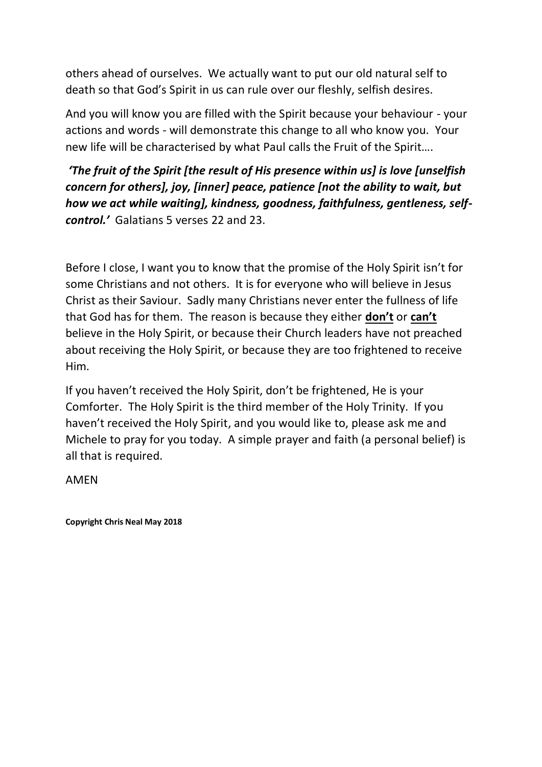others ahead of ourselves. We actually want to put our old natural self to death so that God's Spirit in us can rule over our fleshly, selfish desires.

And you will know you are filled with the Spirit because your behaviour - your actions and words - will demonstrate this change to all who know you. Your new life will be characterised by what Paul calls the Fruit of the Spirit….

***'The fruit of the Spirit [the result of His presence within us] is love [unselfish concern for others], joy, [inner] peace, patience [not the ability to wait, but how we act while waiting], kindness, goodness, faithfulness, gentleness, self-control.'*** Galatians 5 verses 22 and 23.

Before I close, I want you to know that the promise of the Holy Spirit isn't for some Christians and not others. It is for everyone who will believe in Jesus Christ as their Saviour. Sadly many Christians never enter the fullness of life that God has for them. The reason is because they either **<u>don't</u>** or **<u>can't</u>** believe in the Holy Spirit, or because their Church leaders have not preached about receiving the Holy Spirit, or because they are too frightened to receive Him.

If you haven't received the Holy Spirit, don't be frightened, He is your Comforter. The Holy Spirit is the third member of the Holy Trinity. If you haven't received the Holy Spirit, and you would like to, please ask me and Michele to pray for you today. A simple prayer and faith (a personal belief) is all that is required.

AMEN

**Copyright Chris Neal May 2018**